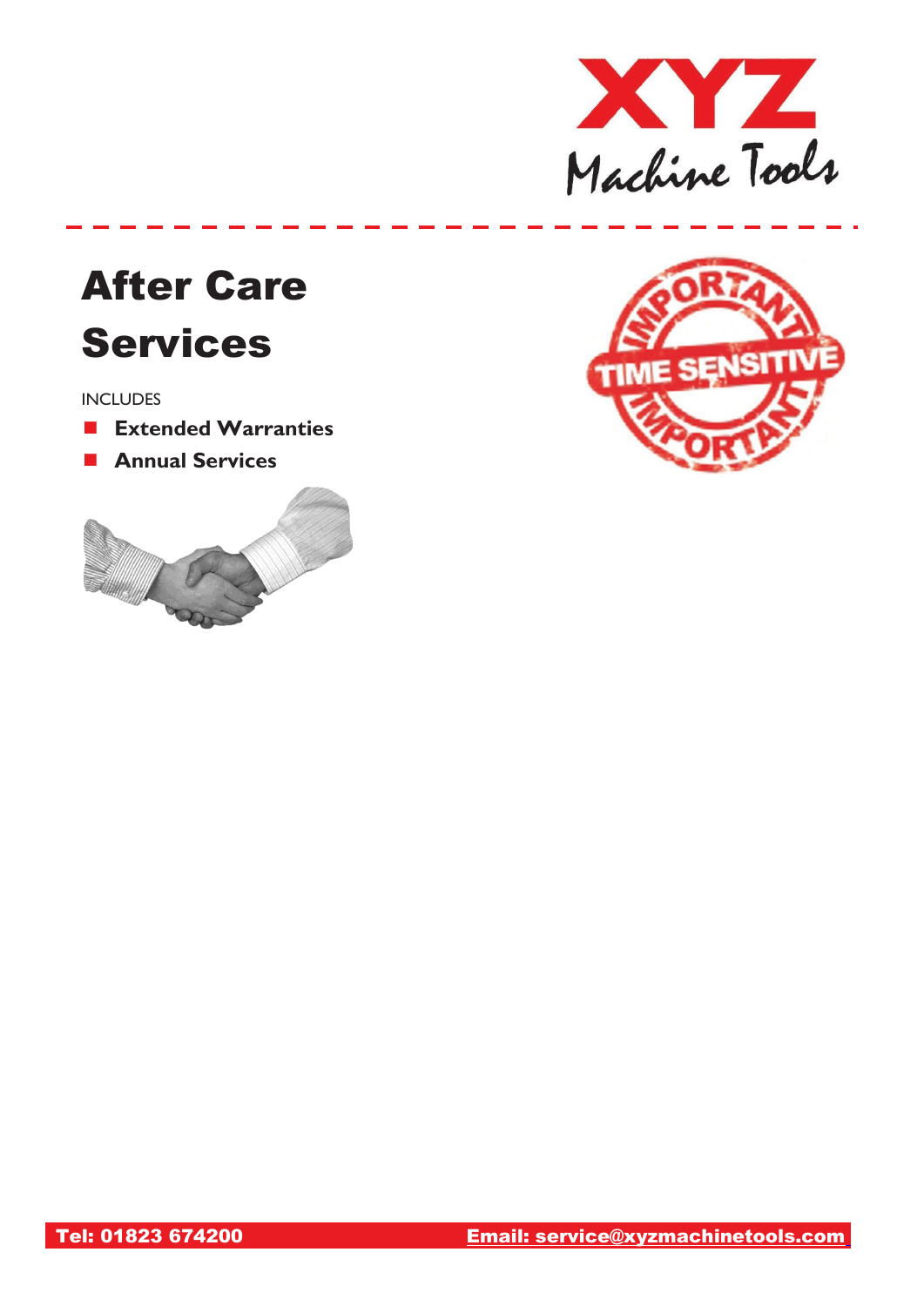# After Care Services

INCLUDES

- **Extended Warranties**
- **Annual Services**

**Tel: 01823 674200** **Email: service@xyzmachinetools.com**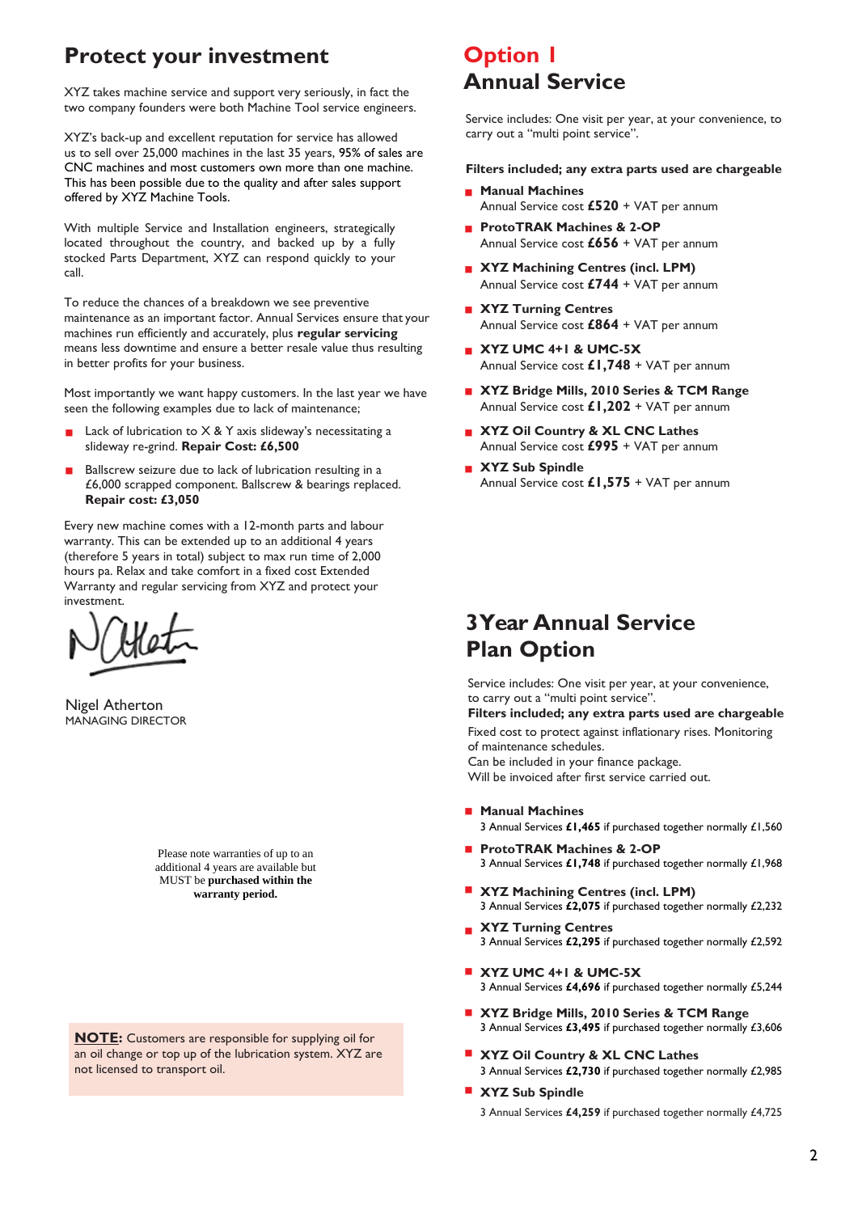## Protect your investment

XYZ takes machine service and support very seriously, in fact the two company founders were both Machine Tool service engineers.

XYZ's back-up and excellent reputation for service has allowed us to sell over 25,000 machines in the last 35 years, 95% of sales are CNC machines and most customers own more than one machine. This has been possible due to the quality and after sales support offered by XYZ Machine Tools.

With multiple Service and Installation engineers, strategically located throughout the country, and backed up by a fully stocked Parts Department, XYZ can respond quickly to your call.

To reduce the chances of a breakdown we see preventive maintenance as an important factor. Annual Services ensure that your machines run efficiently and accurately, plus **regular servicing** means less downtime and ensure a better resale value thus resulting in better profits for your business.

Most importantly we want happy customers. In the last year we have seen the following examples due to lack of maintenance;

- Lack of lubrication to X & Y axis slideway's necessitating a slideway re-grind. **Repair Cost: £6,500**
- Ballscrew seizure due to lack of lubrication resulting in a £6,000 scrapped component. Ballscrew & bearings replaced. **Repair cost: £3,050**

Every new machine comes with a 12-month parts and labour warranty. This can be extended up to an additional 4 years (therefore 5 years in total) subject to max run time of 2,000 hours pa. Relax and take comfort in a fixed cost Extended Warranty and regular servicing from XYZ and protect your investment.

Nigel Atherton
MANAGING DIRECTOR

Please note warranties of up to an additional 4 years are available but MUST be **purchased within the warranty period.**

**NOTE:** Customers are responsible for supplying oil for an oil change or top up of the lubrication system. XYZ are not licensed to transport oil.

## Option 1
## Annual Service

Service includes: One visit per year, at your convenience, to carry out a "multi point service".

**Filters included; any extra parts used are chargeable**

- **Manual Machines**
  Annual Service cost **£520** + VAT per annum
- **ProtoTRAK Machines & 2-OP**
  Annual Service cost **£656** + VAT per annum
- **XYZ Machining Centres (incl. LPM)**
  Annual Service cost **£744** + VAT per annum
- **XYZ Turning Centres**
  Annual Service cost **£864** + VAT per annum
- **XYZ UMC 4+1 & UMC-5X**
  Annual Service cost **£1,748** + VAT per annum
- **XYZ Bridge Mills, 2010 Series & TCM Range**
  Annual Service cost **£1,202** + VAT per annum
- **XYZ Oil Country & XL CNC Lathes**
  Annual Service cost **£995** + VAT per annum
- **XYZ Sub Spindle**
  Annual Service cost **£1,575** + VAT per annum

## 3 Year Annual Service Plan Option

Service includes: One visit per year, at your convenience, to carry out a "multi point service".
**Filters included; any extra parts used are chargeable**
Fixed cost to protect against inflationary rises. Monitoring of maintenance schedules.
Can be included in your finance package.
Will be invoiced after first service carried out.

- **Manual Machines**
  3 Annual Services **£1,465** if purchased together normally £1,560
- **ProtoTRAK Machines & 2-OP**
  3 Annual Services **£1,748** if purchased together normally £1,968
- **XYZ Machining Centres (incl. LPM)**
  3 Annual Services **£2,075** if purchased together normally £2,232
- **XYZ Turning Centres**
  3 Annual Services **£2,295** if purchased together normally £2,592
- **XYZ UMC 4+1 & UMC-5X**
  3 Annual Services **£4,696** if purchased together normally £5,244
- **XYZ Bridge Mills, 2010 Series & TCM Range**
  3 Annual Services **£3,495** if purchased together normally £3,606
- **XYZ Oil Country & XL CNC Lathes**
  3 Annual Services **£2,730** if purchased together normally £2,985
- **XYZ Sub Spindle**
  3 Annual Services **£4,259** if purchased together normally £4,725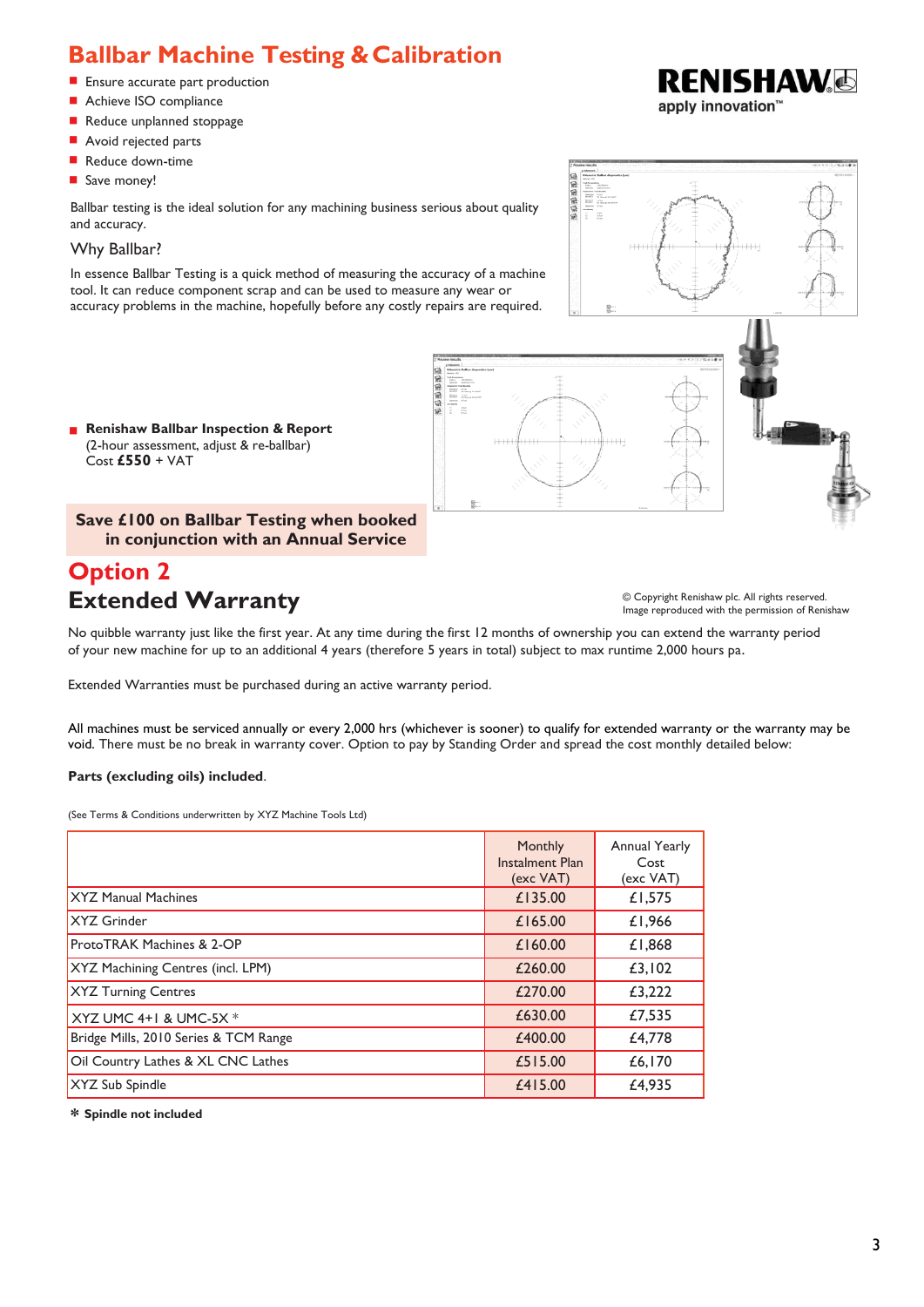# Ballbar Machine Testing & Calibration

RENISHAW
apply innovation™

- Ensure accurate part production
- Achieve ISO compliance
- Reduce unplanned stoppage
- Avoid rejected parts
- Reduce down-time
- Save money!

Ballbar testing is the ideal solution for any machining business serious about quality and accuracy.

## Why Ballbar?

In essence Ballbar Testing is a quick method of measuring the accuracy of a machine tool. It can reduce component scrap and can be used to measure any wear or accuracy problems in the machine, hopefully before any costly repairs are required.

- **Renishaw Ballbar Inspection & Report**
  (2-hour assessment, adjust & re-ballbar)
  Cost **£550** + VAT

**Save £100 on Ballbar Testing when booked in conjunction with an Annual Service**

© Copyright Renishaw plc. All rights reserved.
Image reproduced with the permission of Renishaw

# Option 2

## Extended Warranty

No quibble warranty just like the first year. At any time during the first 12 months of ownership you can extend the warranty period of your new machine for up to an additional 4 years (therefore 5 years in total) subject to max runtime 2,000 hours pa.

Extended Warranties must be purchased during an active warranty period.

All machines must be serviced annually or every 2,000 hrs (whichever is sooner) to qualify for extended warranty or the warranty may be void. There must be no break in warranty cover. Option to pay by Standing Order and spread the cost monthly detailed below:

**Parts (excluding oils) included**.

(See Terms & Conditions underwritten by XYZ Machine Tools Ltd)

| | Monthly Instalment Plan (exc VAT) | Annual Yearly Cost (exc VAT) |
|---|---|---|
| XYZ Manual Machines | £135.00 | £1,575 |
| XYZ Grinder | £165.00 | £1,966 |
| ProtoTRAK Machines & 2-OP | £160.00 | £1,868 |
| XYZ Machining Centres (incl. LPM) | £260.00 | £3,102 |
| XYZ Turning Centres | £270.00 | £3,222 |
| XYZ UMC 4+1 & UMC-5X * | £630.00 | £7,535 |
| Bridge Mills, 2010 Series & TCM Range | £400.00 | £4,778 |
| Oil Country Lathes & XL CNC Lathes | £515.00 | £6,170 |
| XYZ Sub Spindle | £415.00 | £4,935 |

**\* Spindle not included**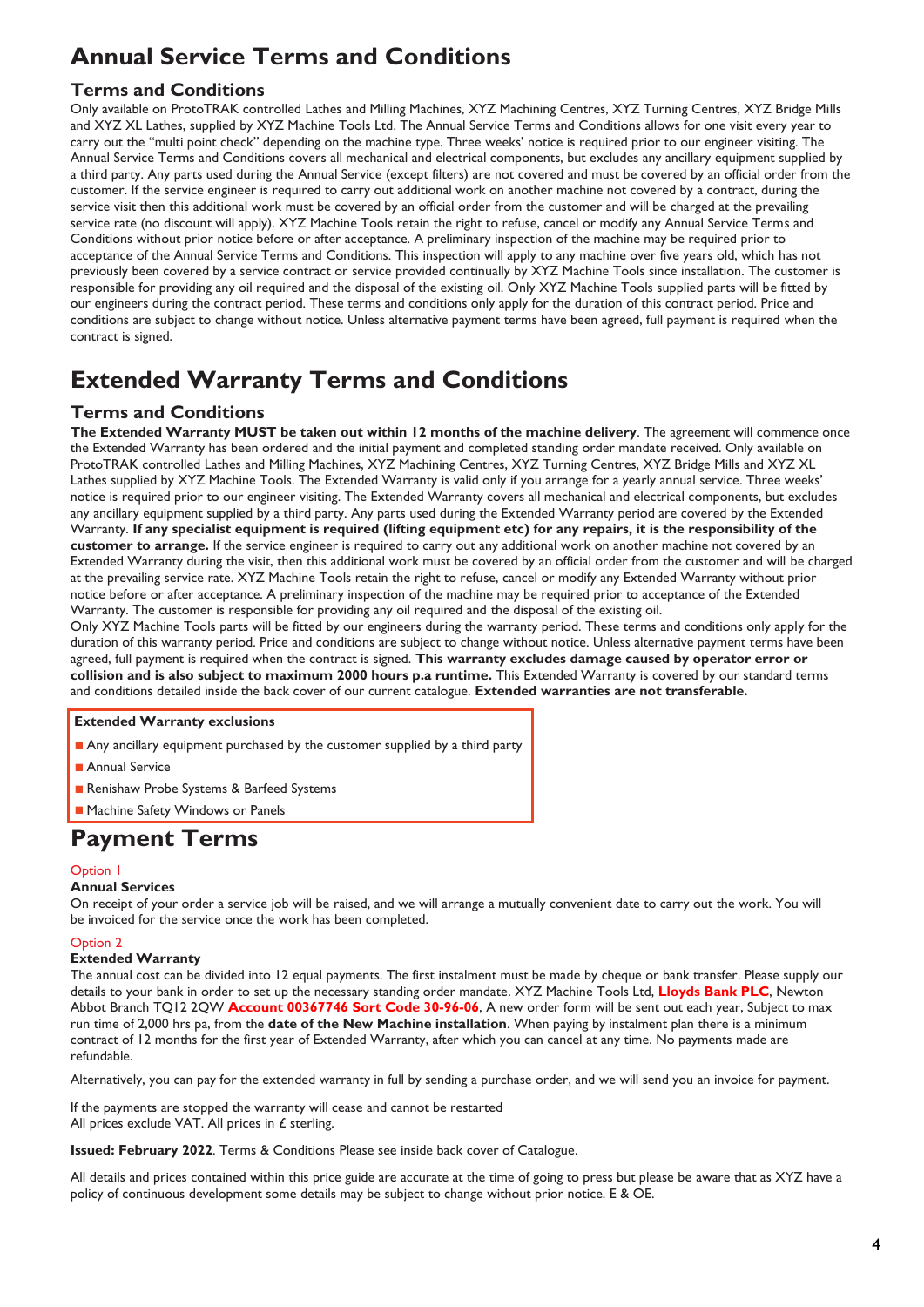# Annual Service Terms and Conditions

## Terms and Conditions

Only available on ProtoTRAK controlled Lathes and Milling Machines, XYZ Machining Centres, XYZ Turning Centres, XYZ Bridge Mills and XYZ XL Lathes, supplied by XYZ Machine Tools Ltd. The Annual Service Terms and Conditions allows for one visit every year to carry out the "multi point check" depending on the machine type. Three weeks' notice is required prior to our engineer visiting. The Annual Service Terms and Conditions covers all mechanical and electrical components, but excludes any ancillary equipment supplied by a third party. Any parts used during the Annual Service (except filters) are not covered and must be covered by an official order from the customer. If the service engineer is required to carry out additional work on another machine not covered by a contract, during the service visit then this additional work must be covered by an official order from the customer and will be charged at the prevailing service rate (no discount will apply). XYZ Machine Tools retain the right to refuse, cancel or modify any Annual Service Terms and Conditions without prior notice before or after acceptance. A preliminary inspection of the machine may be required prior to acceptance of the Annual Service Terms and Conditions. This inspection will apply to any machine over five years old, which has not previously been covered by a service contract or service provided continually by XYZ Machine Tools since installation. The customer is responsible for providing any oil required and the disposal of the existing oil. Only XYZ Machine Tools supplied parts will be fitted by our engineers during the contract period. These terms and conditions only apply for the duration of this contract period. Price and conditions are subject to change without notice. Unless alternative payment terms have been agreed, full payment is required when the contract is signed.

# Extended Warranty Terms and Conditions

## Terms and Conditions

**The Extended Warranty MUST be taken out within 12 months of the machine delivery**. The agreement will commence once the Extended Warranty has been ordered and the initial payment and completed standing order mandate received. Only available on ProtoTRAK controlled Lathes and Milling Machines, XYZ Machining Centres, XYZ Turning Centres, XYZ Bridge Mills and XYZ XL Lathes supplied by XYZ Machine Tools. The Extended Warranty is valid only if you arrange for a yearly annual service. Three weeks' notice is required prior to our engineer visiting. The Extended Warranty covers all mechanical and electrical components, but excludes any ancillary equipment supplied by a third party. Any parts used during the Extended Warranty period are covered by the Extended Warranty. **If any specialist equipment is required (lifting equipment etc) for any repairs, it is the responsibility of the customer to arrange.** If the service engineer is required to carry out any additional work on another machine not covered by an Extended Warranty during the visit, then this additional work must be covered by an official order from the customer and will be charged at the prevailing service rate. XYZ Machine Tools retain the right to refuse, cancel or modify any Extended Warranty without prior notice before or after acceptance. A preliminary inspection of the machine may be required prior to acceptance of the Extended Warranty. The customer is responsible for providing any oil required and the disposal of the existing oil.

Only XYZ Machine Tools parts will be fitted by our engineers during the warranty period. These terms and conditions only apply for the duration of this warranty period. Price and conditions are subject to change without notice. Unless alternative payment terms have been agreed, full payment is required when the contract is signed. **This warranty excludes damage caused by operator error or collision and is also subject to maximum 2000 hours p.a runtime.** This Extended Warranty is covered by our standard terms and conditions detailed inside the back cover of our current catalogue. **Extended warranties are not transferable.**

**Extended Warranty exclusions**

- Any ancillary equipment purchased by the customer supplied by a third party
- Annual Service
- Renishaw Probe Systems & Barfeed Systems
- Machine Safety Windows or Panels

# Payment Terms

Option 1

**Annual Services**

On receipt of your order a service job will be raised, and we will arrange a mutually convenient date to carry out the work. You will be invoiced for the service once the work has been completed.

Option 2

**Extended Warranty**

The annual cost can be divided into 12 equal payments. The first instalment must be made by cheque or bank transfer. Please supply our details to your bank in order to set up the necessary standing order mandate. XYZ Machine Tools Ltd, **Lloyds Bank PLC**, Newton Abbot Branch TQ12 2QW **Account 00367746 Sort Code 30-96-06**, A new order form will be sent out each year, Subject to max run time of 2,000 hrs pa, from the **date of the New Machine installation**. When paying by instalment plan there is a minimum contract of 12 months for the first year of Extended Warranty, after which you can cancel at any time. No payments made are refundable.

Alternatively, you can pay for the extended warranty in full by sending a purchase order, and we will send you an invoice for payment.

If the payments are stopped the warranty will cease and cannot be restarted
All prices exclude VAT. All prices in £ sterling.

**Issued: February 2022**. Terms & Conditions Please see inside back cover of Catalogue.

All details and prices contained within this price guide are accurate at the time of going to press but please be aware that as XYZ have a policy of continuous development some details may be subject to change without prior notice. E & OE.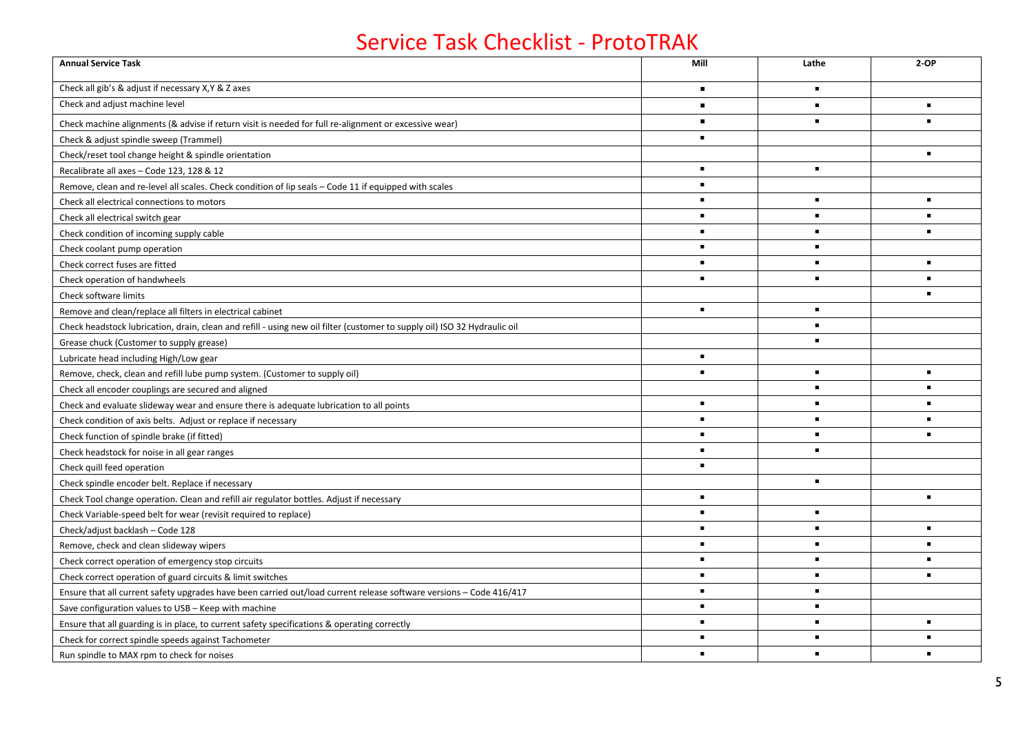# Service Task Checklist - ProtoTRAK

| Annual Service Task | Mill | Lathe | 2-OP |
|---|---|---|---|
| Check all gib's & adjust if necessary X,Y & Z axes | ▪ | ▪ | |
| Check and adjust machine level | ▪ | ▪ | ▪ |
| Check machine alignments (& advise if return visit is needed for full re-alignment or excessive wear) | ▪ | ▪ | ▪ |
| Check & adjust spindle sweep (Trammel) | ▪ | | |
| Check/reset tool change height & spindle orientation | | | ▪ |
| Recalibrate all axes – Code 123, 128 & 12 | ▪ | ▪ | |
| Remove, clean and re-level all scales. Check condition of lip seals – Code 11 if equipped with scales | ▪ | | |
| Check all electrical connections to motors | ▪ | ▪ | ▪ |
| Check all electrical switch gear | ▪ | ▪ | ▪ |
| Check condition of incoming supply cable | ▪ | ▪ | ▪ |
| Check coolant pump operation | ▪ | ▪ | |
| Check correct fuses are fitted | ▪ | ▪ | ▪ |
| Check operation of handwheels | ▪ | ▪ | ▪ |
| Check software limits | | | ▪ |
| Remove and clean/replace all filters in electrical cabinet | ▪ | ▪ | |
| Check headstock lubrication, drain, clean and refill - using new oil filter (customer to supply oil) ISO 32 Hydraulic oil | | ▪ | |
| Grease chuck (Customer to supply grease) | | ▪ | |
| Lubricate head including High/Low gear | ▪ | | |
| Remove, check, clean and refill lube pump system. (Customer to supply oil) | ▪ | ▪ | ▪ |
| Check all encoder couplings are secured and aligned | | ▪ | ▪ |
| Check and evaluate slideway wear and ensure there is adequate lubrication to all points | ▪ | ▪ | ▪ |
| Check condition of axis belts. Adjust or replace if necessary | ▪ | ▪ | ▪ |
| Check function of spindle brake (if fitted) | ▪ | ▪ | ▪ |
| Check headstock for noise in all gear ranges | ▪ | ▪ | |
| Check quill feed operation | ▪ | | |
| Check spindle encoder belt. Replace if necessary | | ▪ | |
| Check Tool change operation. Clean and refill air regulator bottles. Adjust if necessary | ▪ | | ▪ |
| Check Variable-speed belt for wear (revisit required to replace) | ▪ | ▪ | |
| Check/adjust backlash – Code 128 | ▪ | ▪ | ▪ |
| Remove, check and clean slideway wipers | ▪ | ▪ | ▪ |
| Check correct operation of emergency stop circuits | ▪ | ▪ | ▪ |
| Check correct operation of guard circuits & limit switches | ▪ | ▪ | ▪ |
| Ensure that all current safety upgrades have been carried out/load current release software versions – Code 416/417 | ▪ | ▪ | |
| Save configuration values to USB – Keep with machine | ▪ | ▪ | |
| Ensure that all guarding is in place, to current safety specifications & operating correctly | ▪ | ▪ | ▪ |
| Check for correct spindle speeds against Tachometer | ▪ | ▪ | ▪ |
| Run spindle to MAX rpm to check for noises | ▪ | ▪ | ▪ |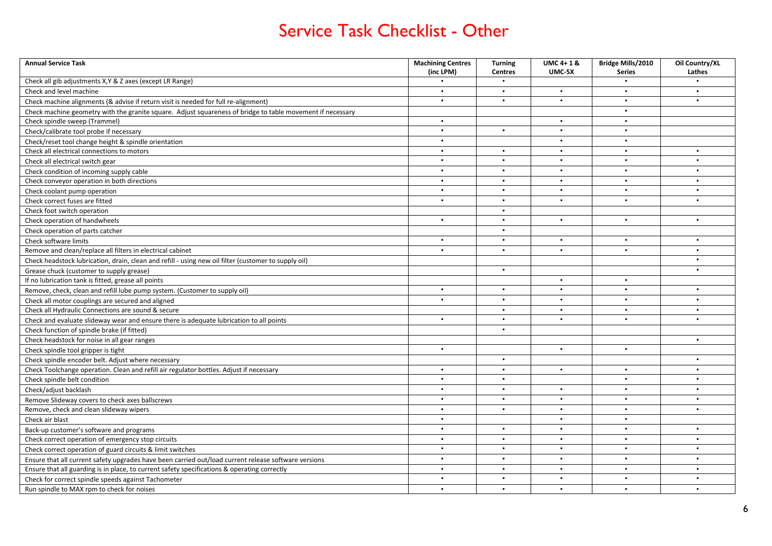# Service Task Checklist - Other

| Annual Service Task | Machining Centres (inc LPM) | Turning Centres | UMC 4+ 1 & UMC-5X | Bridge Mills/2010 Series | Oil Country/XL Lathes |
|---|---|---|---|---|---|
| Check all gib adjustments X,Y & Z axes (except LR Range) | • | • | | • | • |
| Check and level machine | • | • | • | • | • |
| Check machine alignments (& advise if return visit is needed for full re-alignment) | • | • | • | • | • |
| Check machine geometry with the granite square. Adjust squareness of bridge to table movement if necessary | | | | • | |
| Check spindle sweep (Trammel) | • | | • | • | |
| Check/calibrate tool probe if necessary | • | • | • | • | |
| Check/reset tool change height & spindle orientation | • | | • | • | |
| Check all electrical connections to motors | • | • | • | • | • |
| Check all electrical switch gear | • | • | • | • | • |
| Check condition of incoming supply cable | • | • | • | • | • |
| Check conveyor operation in both directions | • | • | • | • | • |
| Check coolant pump operation | • | • | • | • | • |
| Check correct fuses are fitted | • | • | • | • | • |
| Check foot switch operation | | • | | | |
| Check operation of handwheels | • | • | • | • | • |
| Check operation of parts catcher | | • | | | |
| Check software limits | • | • | • | • | • |
| Remove and clean/replace all filters in electrical cabinet | • | • | • | • | • |
| Check headstock lubrication, drain, clean and refill - using new oil filter (customer to supply oil) | | | | | • |
| Grease chuck (customer to supply grease) | | • | | | • |
| If no lubrication tank is fitted, grease all points | | | • | • | |
| Remove, check, clean and refill lube pump system. (Customer to supply oil) | • | • | • | • | • |
| Check all motor couplings are secured and aligned | • | • | • | • | • |
| Check all Hydraulic Connections are sound & secure | | • | • | • | • |
| Check and evaluate slideway wear and ensure there is adequate lubrication to all points | • | • | • | • | • |
| Check function of spindle brake (if fitted) | | • | | | |
| Check headstock for noise in all gear ranges | | | | | • |
| Check spindle tool gripper is tight | • | | • | • | |
| Check spindle encoder belt. Adjust where necessary | | • | | | • |
| Check Toolchange operation. Clean and refill air regulator bottles. Adjust if necessary | • | • | • | • | • |
| Check spindle belt condition | • | • | | • | • |
| Check/adjust backlash | • | • | • | • | • |
| Remove Slideway covers to check axes ballscrews | • | • | • | • | • |
| Remove, check and clean slideway wipers | • | • | • | • | • |
| Check air blast | • | | • | • | |
| Back-up customer's software and programs | • | • | • | • | • |
| Check correct operation of emergency stop circuits | • | • | • | • | • |
| Check correct operation of guard circuits & limit switches | • | • | • | • | • |
| Ensure that all current safety upgrades have been carried out/load current release software versions | • | • | • | • | • |
| Ensure that all guarding is in place, to current safety specifications & operating correctly | • | • | • | • | • |
| Check for correct spindle speeds against Tachometer | • | • | • | • | • |
| Run spindle to MAX rpm to check for noises | • | • | • | • | • |